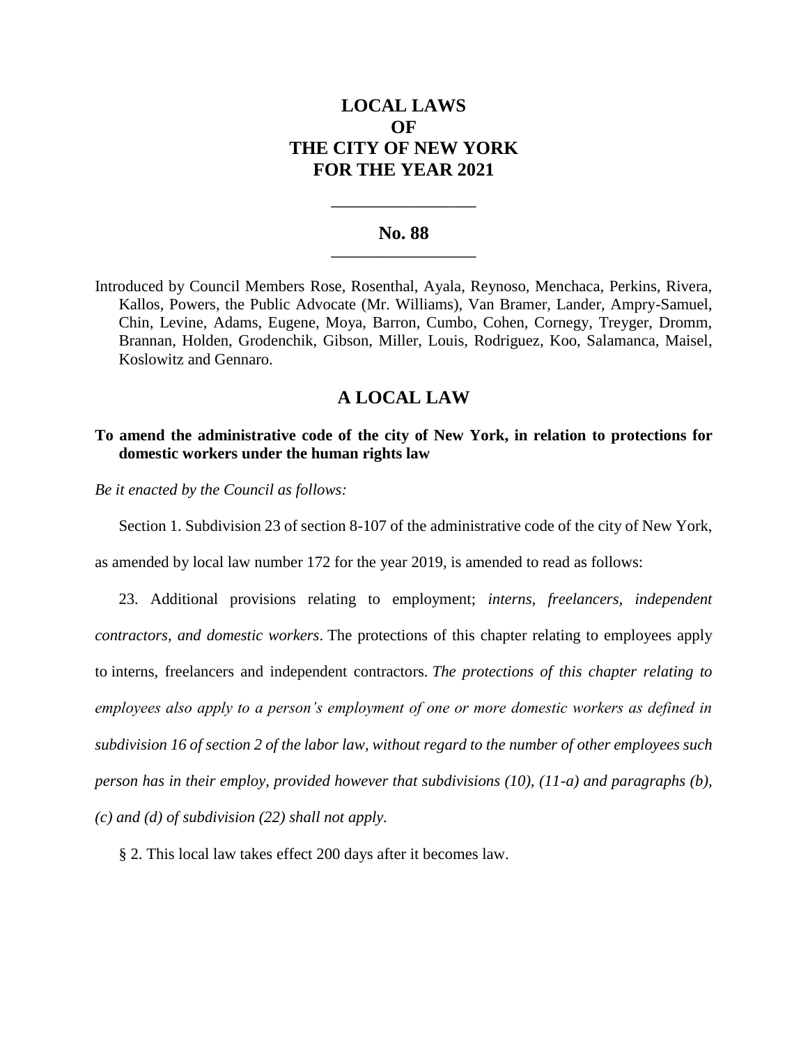# LOCAL LAWS
# OF
# THE CITY OF NEW YORK
# FOR THE YEAR 2021

---

## No. 88

---

Introduced by Council Members Rose, Rosenthal, Ayala, Reynoso, Menchaca, Perkins, Rivera, Kallos, Powers, the Public Advocate (Mr. Williams), Van Bramer, Lander, Ampry-Samuel, Chin, Levine, Adams, Eugene, Moya, Barron, Cumbo, Cohen, Cornegy, Treyger, Dromm, Brannan, Holden, Grodenchik, Gibson, Miller, Louis, Rodriguez, Koo, Salamanca, Maisel, Koslowitz and Gennaro.

## A LOCAL LAW

**To amend the administrative code of the city of New York, in relation to protections for domestic workers under the human rights law**

*Be it enacted by the Council as follows:*

Section 1. Subdivision 23 of section 8-107 of the administrative code of the city of New York, as amended by local law number 172 for the year 2019, is amended to read as follows:

23. Additional provisions relating to employment; *interns, freelancers, independent contractors, and domestic workers*. The protections of this chapter relating to employees apply to interns, freelancers and independent contractors. *The protections of this chapter relating to employees also apply to a person's employment of one or more domestic workers as defined in subdivision 16 of section 2 of the labor law, without regard to the number of other employees such person has in their employ, provided however that subdivisions (10), (11-a) and paragraphs (b), (c) and (d) of subdivision (22) shall not apply.*

§ 2. This local law takes effect 200 days after it becomes law.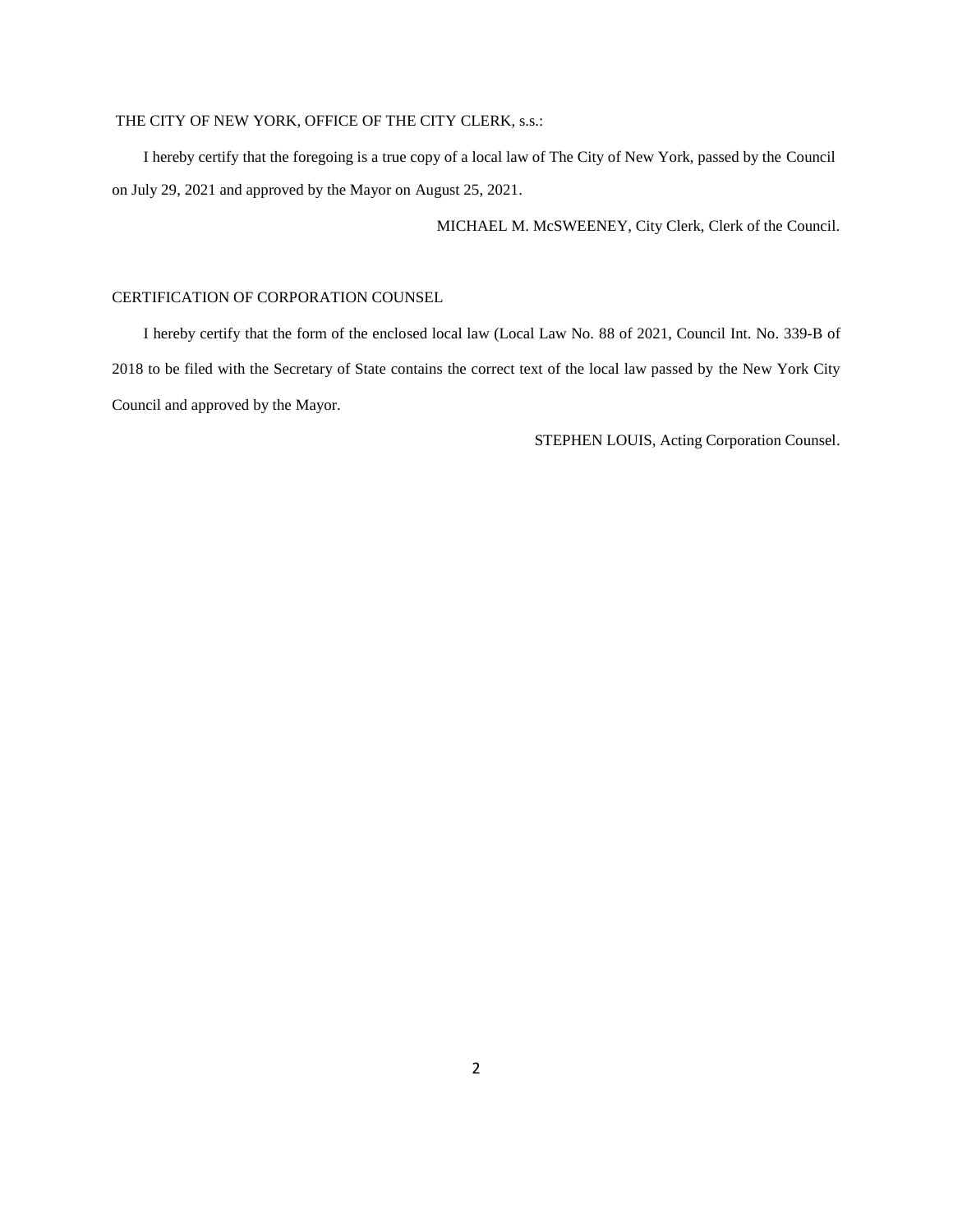THE CITY OF NEW YORK, OFFICE OF THE CITY CLERK, s.s.:

I hereby certify that the foregoing is a true copy of a local law of The City of New York, passed by the Council on July 29, 2021 and approved by the Mayor on August 25, 2021.

MICHAEL M. McSWEENEY, City Clerk, Clerk of the Council.

CERTIFICATION OF CORPORATION COUNSEL

I hereby certify that the form of the enclosed local law (Local Law No. 88 of 2021, Council Int. No. 339-B of 2018 to be filed with the Secretary of State contains the correct text of the local law passed by the New York City Council and approved by the Mayor.

STEPHEN LOUIS, Acting Corporation Counsel.